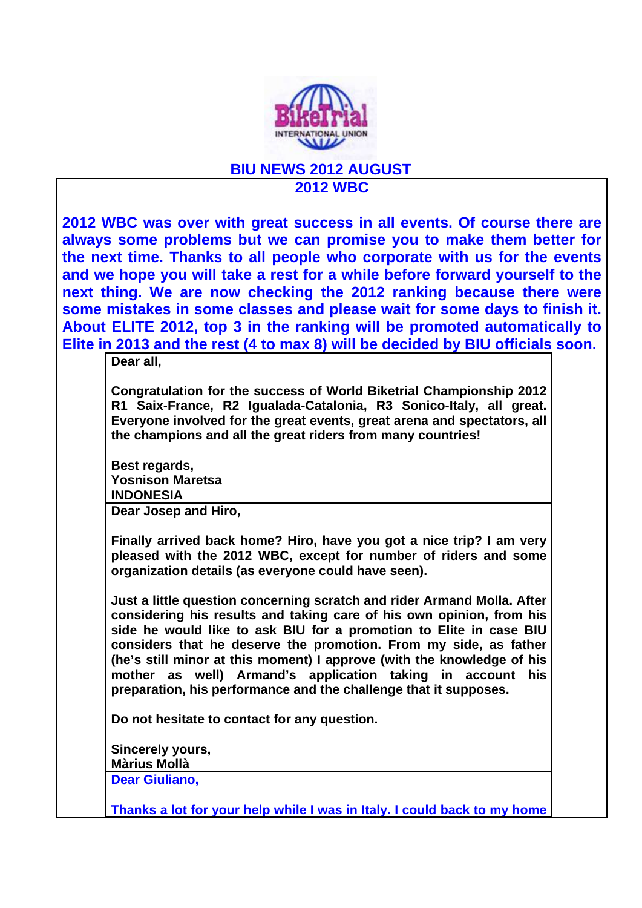# BIU NEWS 2012 AUGUST

## 2012 WBC

**2012 WBC was over with great success in all events. Of course there are always some problems but we can promise you to make them better for the next time. Thanks to all people who corporate with us for the events and we hope you will take a rest for a while before forward yourself to the next thing. We are now checking the 2012 ranking because there were some mistakes in some classes and please wait for some days to finish it. About ELITE 2012, top 3 in the ranking will be promoted automatically to Elite in 2013 and the rest (4 to max 8) will be decided by BIU officials soon.**

**Dear all,**

**Congratulation for the success of World Biketrial Championship 2012 R1 Saix-France, R2 Igualada-Catalonia, R3 Sonico-Italy, all great. Everyone involved for the great events, great arena and spectators, all the champions and all the great riders from many countries!**

**Best regards,**
**Yosnison Maretsa**
**INDONESIA**

**Dear Josep and Hiro,**

**Finally arrived back home? Hiro, have you got a nice trip? I am very pleased with the 2012 WBC, except for number of riders and some organization details (as everyone could have seen).**

**Just a little question concerning scratch and rider Armand Molla. After considering his results and taking care of his own opinion, from his side he would like to ask BIU for a promotion to Elite in case BIU considers that he deserve the promotion. From my side, as father (he's still minor at this moment) I approve (with the knowledge of his mother as well) Armand's application taking in account his preparation, his performance and the challenge that it supposes.**

**Do not hesitate to contact for any question.**

**Sincerely yours,**
**Màrius Mollà**

**Dear Giuliano,**

**Thanks a lot for your help while I was in Italy. I could back to my home**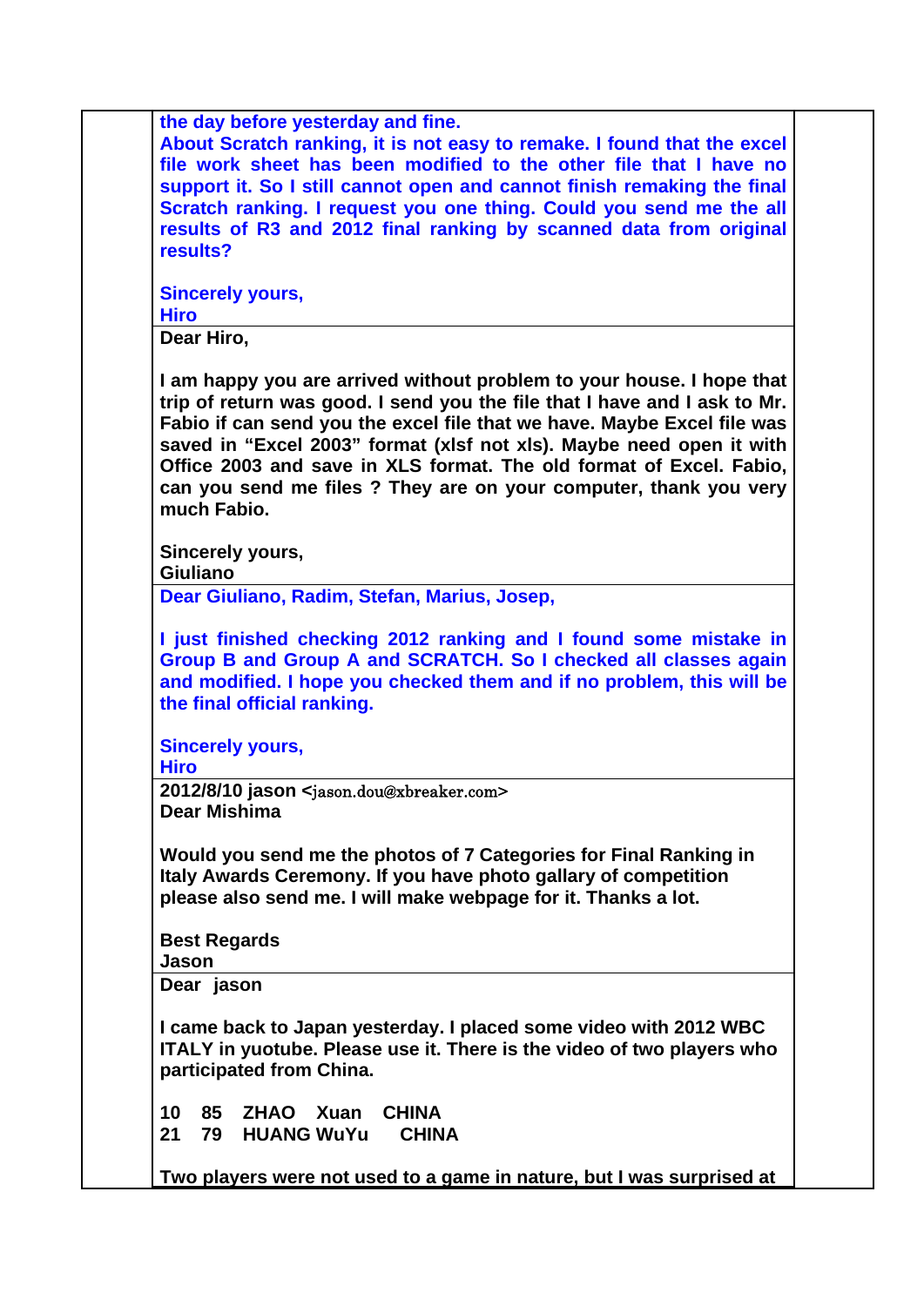**the day before yesterday and fine.**
**About Scratch ranking, it is not easy to remake. I found that the excel file work sheet has been modified to the other file that I have no support it. So I still cannot open and cannot finish remaking the final Scratch ranking. I request you one thing. Could you send me the all results of R3 and 2012 final ranking by scanned data from original results?**

**Sincerely yours,**
**Hiro**

---

**Dear Hiro,**

**I am happy you are arrived without problem to your house. I hope that trip of return was good. I send you the file that I have and I ask to Mr. Fabio if can send you the excel file that we have. Maybe Excel file was saved in "Excel 2003" format (xlsf not xls). Maybe need open it with Office 2003 and save in XLS format. The old format of Excel. Fabio, can you send me files ? They are on your computer, thank you very much Fabio.**

**Sincerely yours,**
**Giuliano**

---

**Dear Giuliano, Radim, Stefan, Marius, Josep,**

**I just finished checking 2012 ranking and I found some mistake in Group B and Group A and SCRATCH. So I checked all classes again and modified. I hope you checked them and if no problem, this will be the final official ranking.**

**Sincerely yours,**
**Hiro**

---

**2012/8/10 jason** <jason.dou@xbreaker.com>
**Dear Mishima**

**Would you send me the photos of 7 Categories for Final Ranking in Italy Awards Ceremony. If you have photo gallary of competition please also send me. I will make webpage for it. Thanks a lot.**

**Best Regards**
**Jason**

---

**Dear jason**

**I came back to Japan yesterday. I placed some video with 2012 WBC ITALY in yuotube. Please use it. There is the video of two players who participated from China.**

**10 85 ZHAO Xuan CHINA**
**21 79 HUANG WuYu CHINA**

**Two players were not used to a game in nature, but I was surprised at**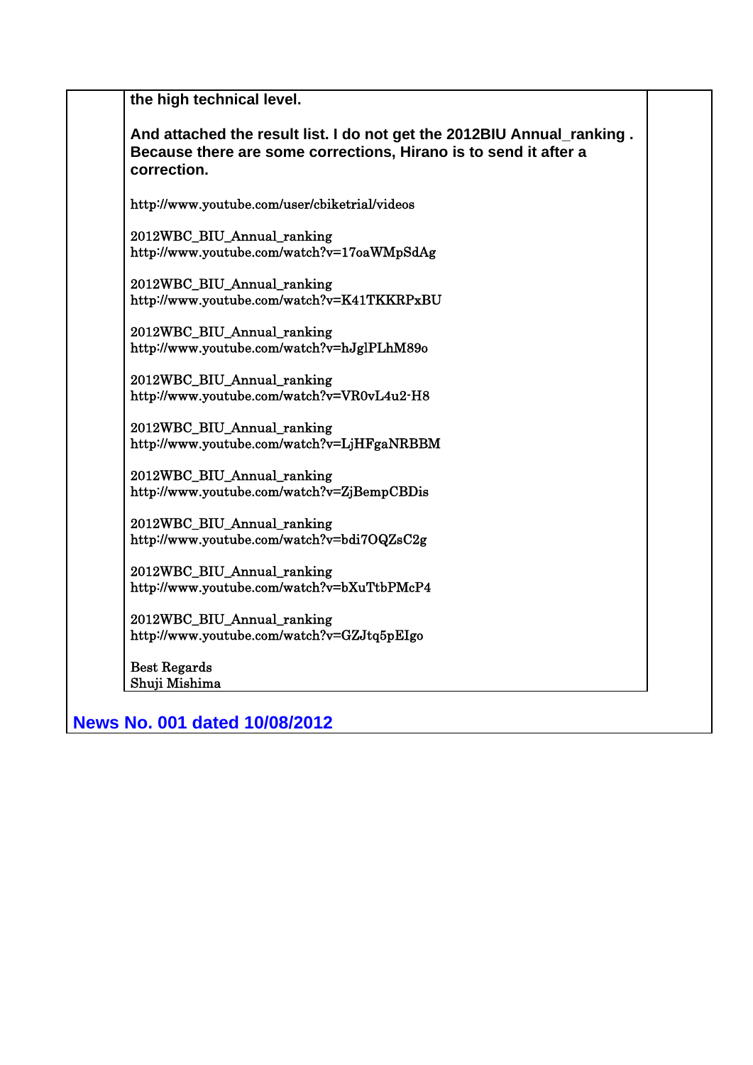**the high technical level.**

**And attached the result list. I do not get the 2012BIU Annual_ranking . Because there are some corrections, Hirano is to send it after a correction.**

http://www.youtube.com/user/cbiketrial/videos

2012WBC_BIU_Annual_ranking
http://www.youtube.com/watch?v=17oaWMpSdAg

2012WBC_BIU_Annual_ranking
http://www.youtube.com/watch?v=K41TKKRPxBU

2012WBC_BIU_Annual_ranking
http://www.youtube.com/watch?v=hJglPLhM89o

2012WBC_BIU_Annual_ranking
http://www.youtube.com/watch?v=VR0vL4u2-H8

2012WBC_BIU_Annual_ranking
http://www.youtube.com/watch?v=LjHFgaNRBBM

2012WBC_BIU_Annual_ranking
http://www.youtube.com/watch?v=ZjBempCBDis

2012WBC_BIU_Annual_ranking
http://www.youtube.com/watch?v=bdi7OQZsC2g

2012WBC_BIU_Annual_ranking
http://www.youtube.com/watch?v=bXuTtbPMcP4

2012WBC_BIU_Annual_ranking
http://www.youtube.com/watch?v=GZJtq5pEIgo

Best Regards
Shuji Mishima

**News No. 001 dated 10/08/2012**